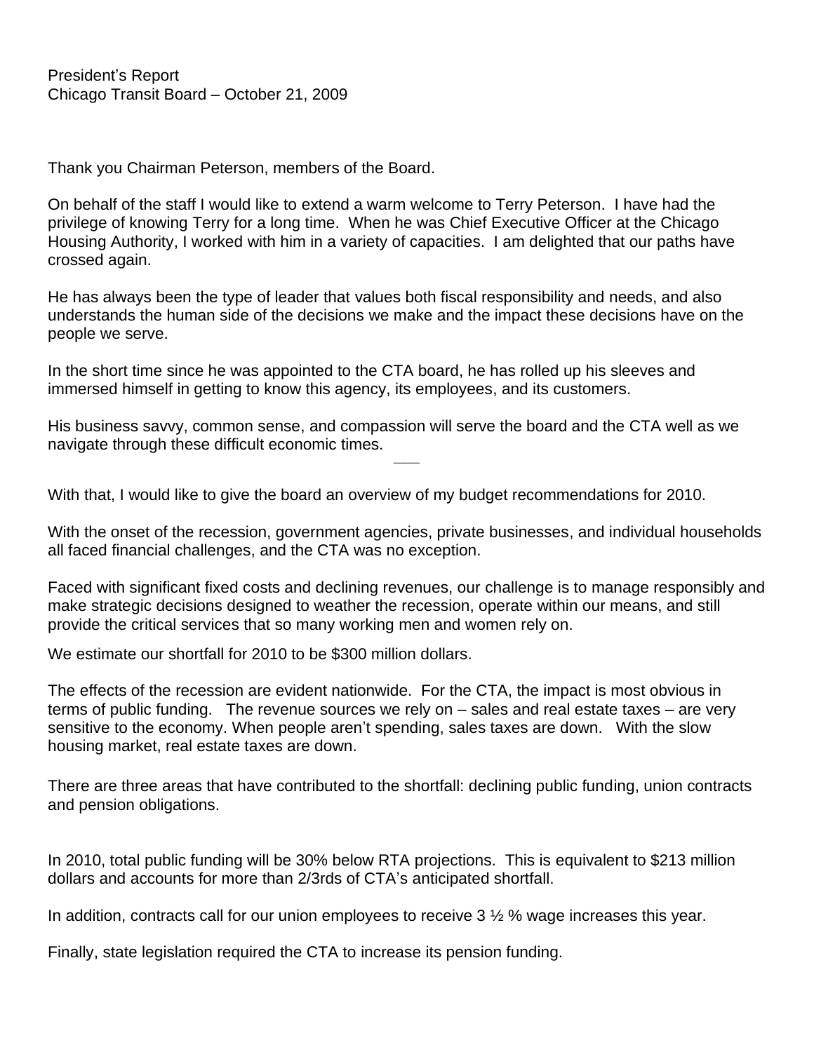President's Report
Chicago Transit Board – October 21, 2009

Thank you Chairman Peterson, members of the Board.

On behalf of the staff I would like to extend a warm welcome to Terry Peterson. I have had the privilege of knowing Terry for a long time. When he was Chief Executive Officer at the Chicago Housing Authority, I worked with him in a variety of capacities. I am delighted that our paths have crossed again.

He has always been the type of leader that values both fiscal responsibility and needs, and also understands the human side of the decisions we make and the impact these decisions have on the people we serve.

In the short time since he was appointed to the CTA board, he has rolled up his sleeves and immersed himself in getting to know this agency, its employees, and its customers.

His business savvy, common sense, and compassion will serve the board and the CTA well as we navigate through these difficult economic times.

---

With that, I would like to give the board an overview of my budget recommendations for 2010.

With the onset of the recession, government agencies, private businesses, and individual households all faced financial challenges, and the CTA was no exception.

Faced with significant fixed costs and declining revenues, our challenge is to manage responsibly and make strategic decisions designed to weather the recession, operate within our means, and still provide the critical services that so many working men and women rely on.

We estimate our shortfall for 2010 to be $300 million dollars.

The effects of the recession are evident nationwide. For the CTA, the impact is most obvious in terms of public funding. The revenue sources we rely on – sales and real estate taxes – are very sensitive to the economy. When people aren't spending, sales taxes are down. With the slow housing market, real estate taxes are down.

There are three areas that have contributed to the shortfall: declining public funding, union contracts and pension obligations.

In 2010, total public funding will be 30% below RTA projections. This is equivalent to $213 million dollars and accounts for more than 2/3rds of CTA's anticipated shortfall.

In addition, contracts call for our union employees to receive 3 ½ % wage increases this year.

Finally, state legislation required the CTA to increase its pension funding.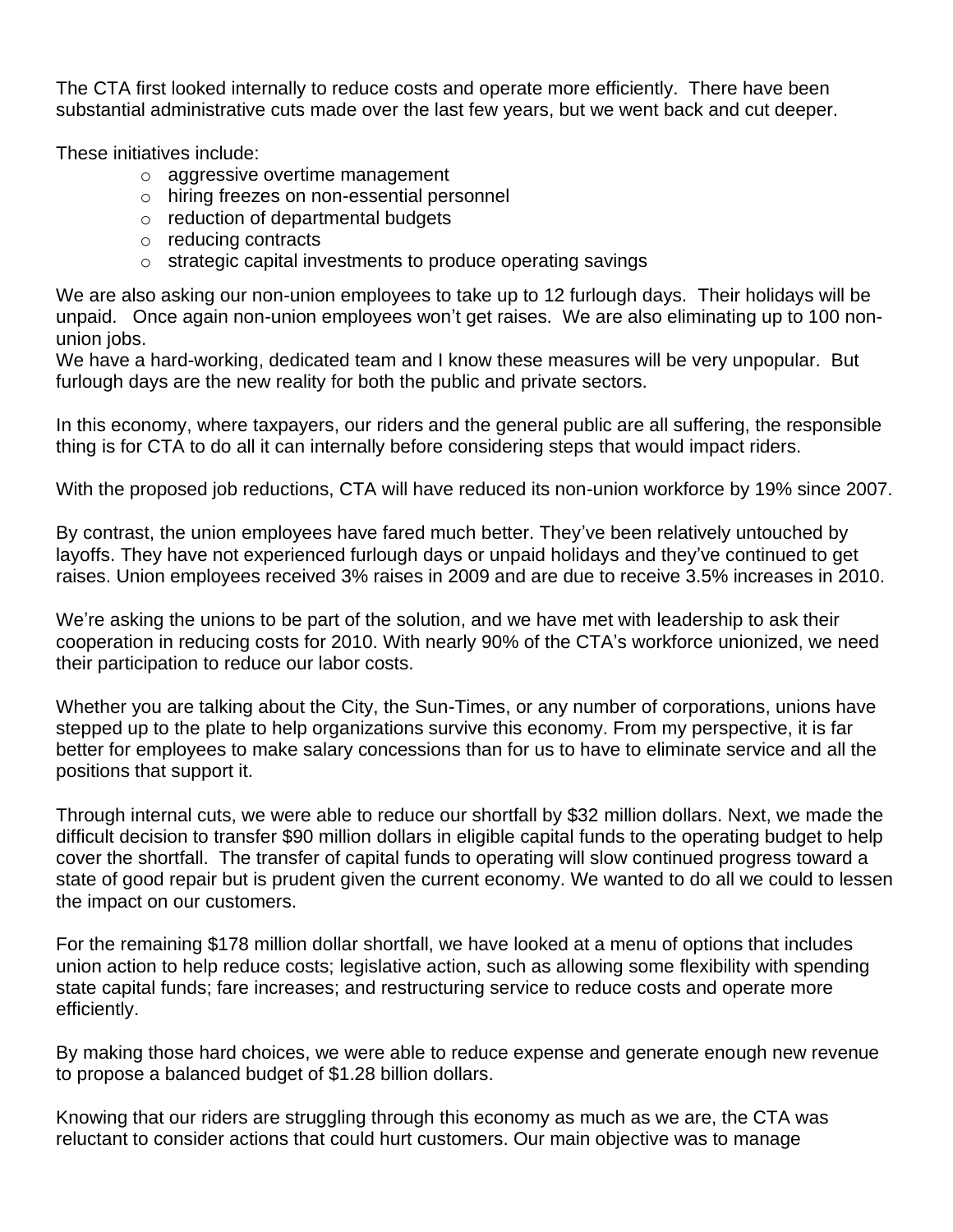The CTA first looked internally to reduce costs and operate more efficiently. There have been substantial administrative cuts made over the last few years, but we went back and cut deeper.

These initiatives include:

- aggressive overtime management
- hiring freezes on non-essential personnel
- reduction of departmental budgets
- reducing contracts
- strategic capital investments to produce operating savings

We are also asking our non-union employees to take up to 12 furlough days. Their holidays will be unpaid. Once again non-union employees won't get raises. We are also eliminating up to 100 non-union jobs.
We have a hard-working, dedicated team and I know these measures will be very unpopular. But furlough days are the new reality for both the public and private sectors.

In this economy, where taxpayers, our riders and the general public are all suffering, the responsible thing is for CTA to do all it can internally before considering steps that would impact riders.

With the proposed job reductions, CTA will have reduced its non-union workforce by 19% since 2007.

By contrast, the union employees have fared much better. They've been relatively untouched by layoffs. They have not experienced furlough days or unpaid holidays and they've continued to get raises. Union employees received 3% raises in 2009 and are due to receive 3.5% increases in 2010.

We're asking the unions to be part of the solution, and we have met with leadership to ask their cooperation in reducing costs for 2010. With nearly 90% of the CTA's workforce unionized, we need their participation to reduce our labor costs.

Whether you are talking about the City, the Sun-Times, or any number of corporations, unions have stepped up to the plate to help organizations survive this economy. From my perspective, it is far better for employees to make salary concessions than for us to have to eliminate service and all the positions that support it.

Through internal cuts, we were able to reduce our shortfall by $32 million dollars. Next, we made the difficult decision to transfer $90 million dollars in eligible capital funds to the operating budget to help cover the shortfall. The transfer of capital funds to operating will slow continued progress toward a state of good repair but is prudent given the current economy. We wanted to do all we could to lessen the impact on our customers.

For the remaining $178 million dollar shortfall, we have looked at a menu of options that includes union action to help reduce costs; legislative action, such as allowing some flexibility with spending state capital funds; fare increases; and restructuring service to reduce costs and operate more efficiently.

By making those hard choices, we were able to reduce expense and generate enough new revenue to propose a balanced budget of $1.28 billion dollars.

Knowing that our riders are struggling through this economy as much as we are, the CTA was reluctant to consider actions that could hurt customers. Our main objective was to manage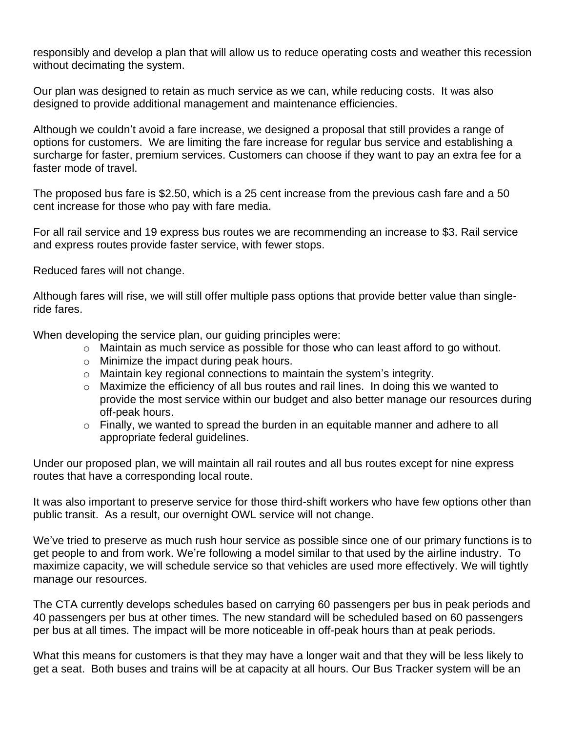responsibly and develop a plan that will allow us to reduce operating costs and weather this recession without decimating the system.

Our plan was designed to retain as much service as we can, while reducing costs. It was also designed to provide additional management and maintenance efficiencies.

Although we couldn't avoid a fare increase, we designed a proposal that still provides a range of options for customers. We are limiting the fare increase for regular bus service and establishing a surcharge for faster, premium services. Customers can choose if they want to pay an extra fee for a faster mode of travel.

The proposed bus fare is $2.50, which is a 25 cent increase from the previous cash fare and a 50 cent increase for those who pay with fare media.

For all rail service and 19 express bus routes we are recommending an increase to $3. Rail service and express routes provide faster service, with fewer stops.

Reduced fares will not change.

Although fares will rise, we will still offer multiple pass options that provide better value than single-ride fares.

When developing the service plan, our guiding principles were:

- Maintain as much service as possible for those who can least afford to go without.
- Minimize the impact during peak hours.
- Maintain key regional connections to maintain the system's integrity.
- Maximize the efficiency of all bus routes and rail lines. In doing this we wanted to provide the most service within our budget and also better manage our resources during off-peak hours.
- Finally, we wanted to spread the burden in an equitable manner and adhere to all appropriate federal guidelines.

Under our proposed plan, we will maintain all rail routes and all bus routes except for nine express routes that have a corresponding local route.

It was also important to preserve service for those third-shift workers who have few options other than public transit. As a result, our overnight OWL service will not change.

We've tried to preserve as much rush hour service as possible since one of our primary functions is to get people to and from work. We're following a model similar to that used by the airline industry. To maximize capacity, we will schedule service so that vehicles are used more effectively. We will tightly manage our resources.

The CTA currently develops schedules based on carrying 60 passengers per bus in peak periods and 40 passengers per bus at other times. The new standard will be scheduled based on 60 passengers per bus at all times. The impact will be more noticeable in off-peak hours than at peak periods.

What this means for customers is that they may have a longer wait and that they will be less likely to get a seat. Both buses and trains will be at capacity at all hours. Our Bus Tracker system will be an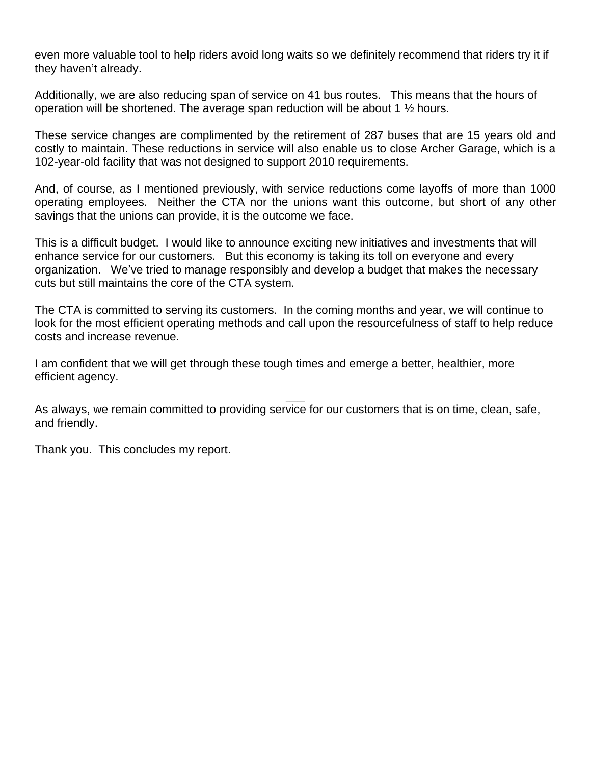even more valuable tool to help riders avoid long waits so we definitely recommend that riders try it if they haven't already.

Additionally, we are also reducing span of service on 41 bus routes. This means that the hours of operation will be shortened. The average span reduction will be about 1 ½ hours.

These service changes are complimented by the retirement of 287 buses that are 15 years old and costly to maintain. These reductions in service will also enable us to close Archer Garage, which is a 102-year-old facility that was not designed to support 2010 requirements.

And, of course, as I mentioned previously, with service reductions come layoffs of more than 1000 operating employees. Neither the CTA nor the unions want this outcome, but short of any other savings that the unions can provide, it is the outcome we face.

This is a difficult budget. I would like to announce exciting new initiatives and investments that will enhance service for our customers. But this economy is taking its toll on everyone and every organization. We've tried to manage responsibly and develop a budget that makes the necessary cuts but still maintains the core of the CTA system.

The CTA is committed to serving its customers. In the coming months and year, we will continue to look for the most efficient operating methods and call upon the resourcefulness of staff to help reduce costs and increase revenue.

I am confident that we will get through these tough times and emerge a better, healthier, more efficient agency.

As always, we remain committed to providing service for our customers that is on time, clean, safe, and friendly.

Thank you. This concludes my report.